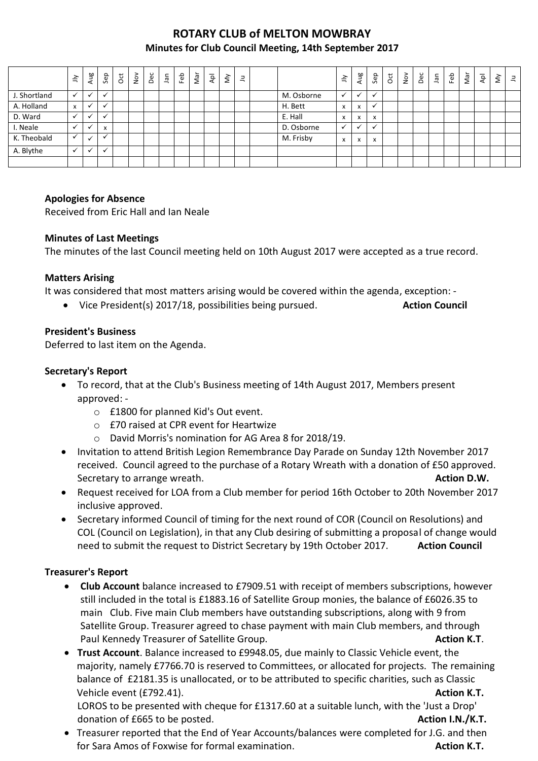# ROTARY CLUB of MELTON MOWBRAY

## Minutes for Club Council Meeting, 14th September 2017

| | Jly | Aug | Sep | Oct | Nov | Dec | Jan | Feb | Mar | Apl | My | Ju | | | Jly | Aug | Sep | Oct | Nov | Dec | Jan | Feb | Mar | Apl | My | Ju |
|---|---|---|---|---|---|---|---|---|---|---|---|---|---|---|---|---|---|---|---|---|---|---|---|---|---|---|
| J. Shortland | ✓ | ✓ | ✓ | | | | | | | | | | | M. Osborne | ✓ | ✓ | ✓ | | | | | | | | | |
| A. Holland | x | ✓ | ✓ | | | | | | | | | | | H. Bett | x | x | ✓ | | | | | | | | | |
| D. Ward | ✓ | ✓ | ✓ | | | | | | | | | | | E. Hall | x | x | x | | | | | | | | | |
| I. Neale | ✓ | ✓ | x | | | | | | | | | | | D. Osborne | ✓ | ✓ | ✓ | | | | | | | | | |
| K. Theobald | ✓ | ✓ | ✓ | | | | | | | | | | | M. Frisby | x | x | x | | | | | | | | | |
| A. Blythe | ✓ | ✓ | ✓ | | | | | | | | | | | | | | | | | | | | | | | |
| | | | | | | | | | | | | | | | | | | | | | | | | | | |

### Apologies for Absence

Received from Eric Hall and Ian Neale

### Minutes of Last Meetings

The minutes of the last Council meeting held on 10th August 2017 were accepted as a true record.

### Matters Arising

It was considered that most matters arising would be covered within the agenda, exception: -

- Vice President(s) 2017/18, possibilities being pursued. **Action Council**

### President's Business

Deferred to last item on the Agenda.

### Secretary's Report

- To record, that at the Club's Business meeting of 14th August 2017, Members present approved: -
  - £1800 for planned Kid's Out event.
  - £70 raised at CPR event for Heartwize
  - David Morris's nomination for AG Area 8 for 2018/19.
- Invitation to attend British Legion Remembrance Day Parade on Sunday 12th November 2017 received. Council agreed to the purchase of a Rotary Wreath with a donation of £50 approved. Secretary to arrange wreath. **Action D.W.**
- Request received for LOA from a Club member for period 16th October to 20th November 2017 inclusive approved.
- Secretary informed Council of timing for the next round of COR (Council on Resolutions) and COL (Council on Legislation), in that any Club desiring of submitting a proposal of change would need to submit the request to District Secretary by 19th October 2017. **Action Council**

### Treasurer's Report

- **Club Account** balance increased to £7909.51 with receipt of members subscriptions, however still included in the total is £1883.16 of Satellite Group monies, the balance of £6026.35 to main Club. Five main Club members have outstanding subscriptions, along with 9 from Satellite Group. Treasurer agreed to chase payment with main Club members, and through Paul Kennedy Treasurer of Satellite Group. **Action K.T**.
- **Trust Account**. Balance increased to £9948.05, due mainly to Classic Vehicle event, the majority, namely £7766.70 is reserved to Committees, or allocated for projects. The remaining balance of £2181.35 is unallocated, or to be attributed to specific charities, such as Classic Vehicle event (£792.41). **Action K.T.**

  LOROS to be presented with cheque for £1317.60 at a suitable lunch, with the 'Just a Drop' donation of £665 to be posted. **Action I.N./K.T.**
- Treasurer reported that the End of Year Accounts/balances were completed for J.G. and then for Sara Amos of Foxwise for formal examination. **Action K.T.**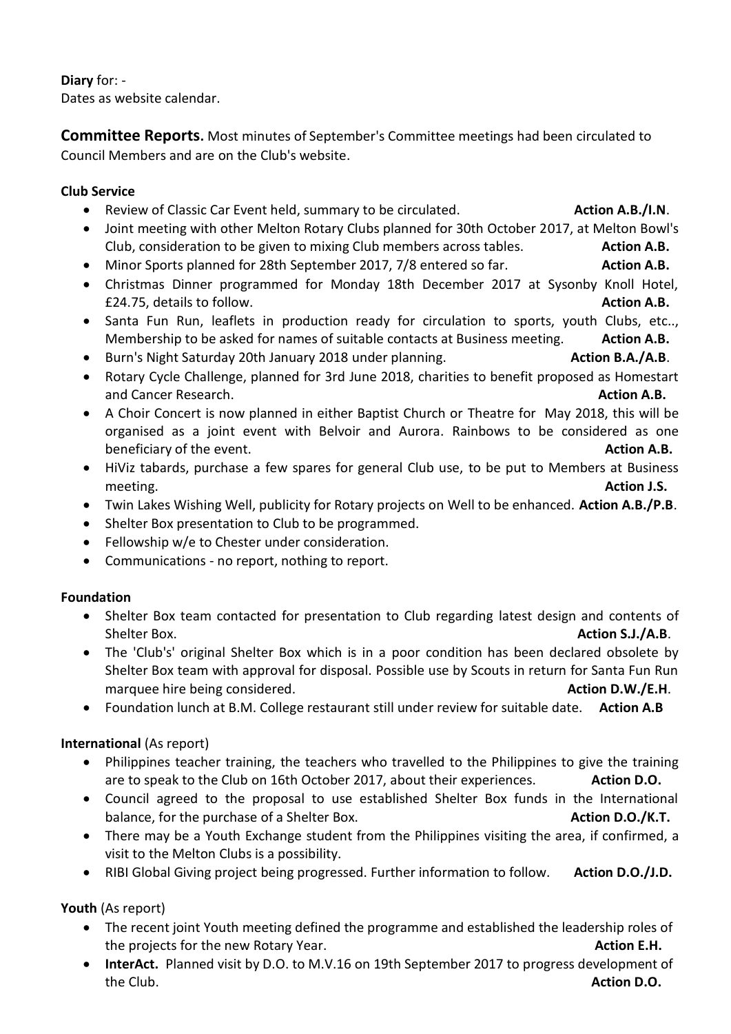**Diary** for: -
Dates as website calendar.

**Committee Reports.** Most minutes of September's Committee meetings had been circulated to Council Members and are on the Club's website.

**Club Service**

- Review of Classic Car Event held, summary to be circulated. **Action A.B./I.N**.
- Joint meeting with other Melton Rotary Clubs planned for 30th October 2017, at Melton Bowl's Club, consideration to be given to mixing Club members across tables. **Action A.B.**
- Minor Sports planned for 28th September 2017, 7/8 entered so far. **Action A.B.**
- Christmas Dinner programmed for Monday 18th December 2017 at Sysonby Knoll Hotel, £24.75, details to follow. **Action A.B.**
- Santa Fun Run, leaflets in production ready for circulation to sports, youth Clubs, etc.., Membership to be asked for names of suitable contacts at Business meeting. **Action A.B.**
- Burn's Night Saturday 20th January 2018 under planning. **Action B.A./A.B**.
- Rotary Cycle Challenge, planned for 3rd June 2018, charities to benefit proposed as Homestart and Cancer Research. **Action A.B.**
- A Choir Concert is now planned in either Baptist Church or Theatre for May 2018, this will be organised as a joint event with Belvoir and Aurora. Rainbows to be considered as one beneficiary of the event. **Action A.B.**
- HiViz tabards, purchase a few spares for general Club use, to be put to Members at Business meeting. **Action J.S.**
- Twin Lakes Wishing Well, publicity for Rotary projects on Well to be enhanced. **Action A.B./P.B**.
- Shelter Box presentation to Club to be programmed.
- Fellowship w/e to Chester under consideration.
- Communications - no report, nothing to report.

**Foundation**

- Shelter Box team contacted for presentation to Club regarding latest design and contents of Shelter Box. **Action S.J./A.B**.
- The 'Club's' original Shelter Box which is in a poor condition has been declared obsolete by Shelter Box team with approval for disposal. Possible use by Scouts in return for Santa Fun Run marquee hire being considered. **Action D.W./E.H**.
- Foundation lunch at B.M. College restaurant still under review for suitable date. **Action A.B**

**International** (As report)

- Philippines teacher training, the teachers who travelled to the Philippines to give the training are to speak to the Club on 16th October 2017, about their experiences. **Action D.O.**
- Council agreed to the proposal to use established Shelter Box funds in the International balance, for the purchase of a Shelter Box. **Action D.O./K.T.**
- There may be a Youth Exchange student from the Philippines visiting the area, if confirmed, a visit to the Melton Clubs is a possibility.
- RIBI Global Giving project being progressed. Further information to follow. **Action D.O./J.D.**

**Youth** (As report)

- The recent joint Youth meeting defined the programme and established the leadership roles of the projects for the new Rotary Year. **Action E.H.**
- **InterAct.** Planned visit by D.O. to M.V.16 on 19th September 2017 to progress development of the Club. **Action D.O.**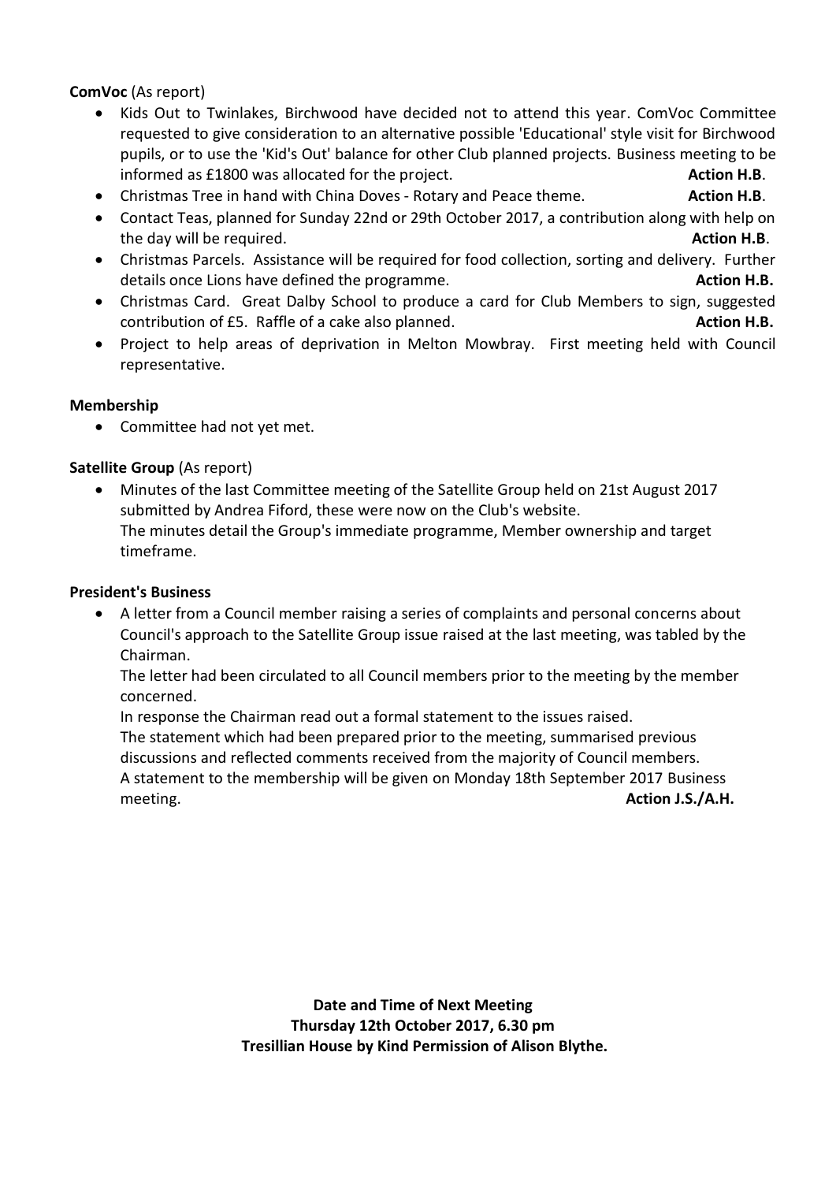**ComVoc** (As report)

- Kids Out to Twinlakes, Birchwood have decided not to attend this year. ComVoc Committee requested to give consideration to an alternative possible 'Educational' style visit for Birchwood pupils, or to use the 'Kid's Out' balance for other Club planned projects. Business meeting to be informed as £1800 was allocated for the project. **Action H.B**.
- Christmas Tree in hand with China Doves - Rotary and Peace theme. **Action H.B**.
- Contact Teas, planned for Sunday 22nd or 29th October 2017, a contribution along with help on the day will be required. **Action H.B**.
- Christmas Parcels. Assistance will be required for food collection, sorting and delivery. Further details once Lions have defined the programme. **Action H.B.**
- Christmas Card. Great Dalby School to produce a card for Club Members to sign, suggested contribution of £5. Raffle of a cake also planned. **Action H.B.**
- Project to help areas of deprivation in Melton Mowbray. First meeting held with Council representative.

**Membership**

- Committee had not yet met.

**Satellite Group** (As report)

- Minutes of the last Committee meeting of the Satellite Group held on 21st August 2017 submitted by Andrea Fiford, these were now on the Club's website.
  The minutes detail the Group's immediate programme, Member ownership and target timeframe.

**President's Business**

- A letter from a Council member raising a series of complaints and personal concerns about Council's approach to the Satellite Group issue raised at the last meeting, was tabled by the Chairman.
  The letter had been circulated to all Council members prior to the meeting by the member concerned.
  In response the Chairman read out a formal statement to the issues raised.
  The statement which had been prepared prior to the meeting, summarised previous discussions and reflected comments received from the majority of Council members.
  A statement to the membership will be given on Monday 18th September 2017 Business meeting. **Action J.S./A.H.**

**Date and Time of Next Meeting**
**Thursday 12th October 2017, 6.30 pm**
**Tresillian House by Kind Permission of Alison Blythe.**